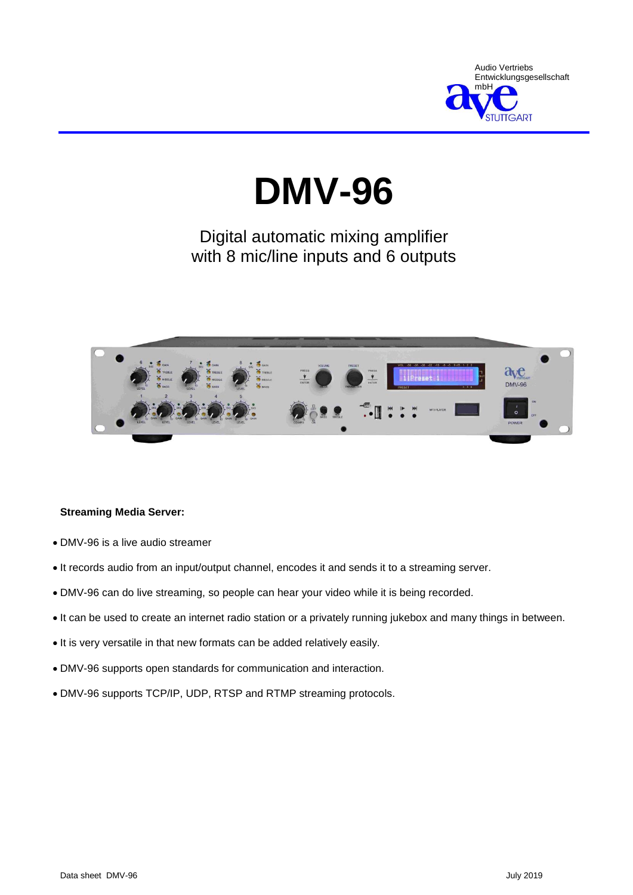Audio Vertriebs Entwicklungsgesellschaft mbH
ave STUTTGART

# DMV-96

Digital automatic mixing amplifier
with 8 mic/line inputs and 6 outputs

**Streaming Media Server:**

- DMV-96 is a live audio streamer
- It records audio from an input/output channel, encodes it and sends it to a streaming server.
- DMV-96 can do live streaming, so people can hear your video while it is being recorded.
- It can be used to create an internet radio station or a privately running jukebox and many things in between.
- It is very versatile in that new formats can be added relatively easily.
- DMV-96 supports open standards for communication and interaction.
- DMV-96 supports TCP/IP, UDP, RTSP and RTMP streaming protocols.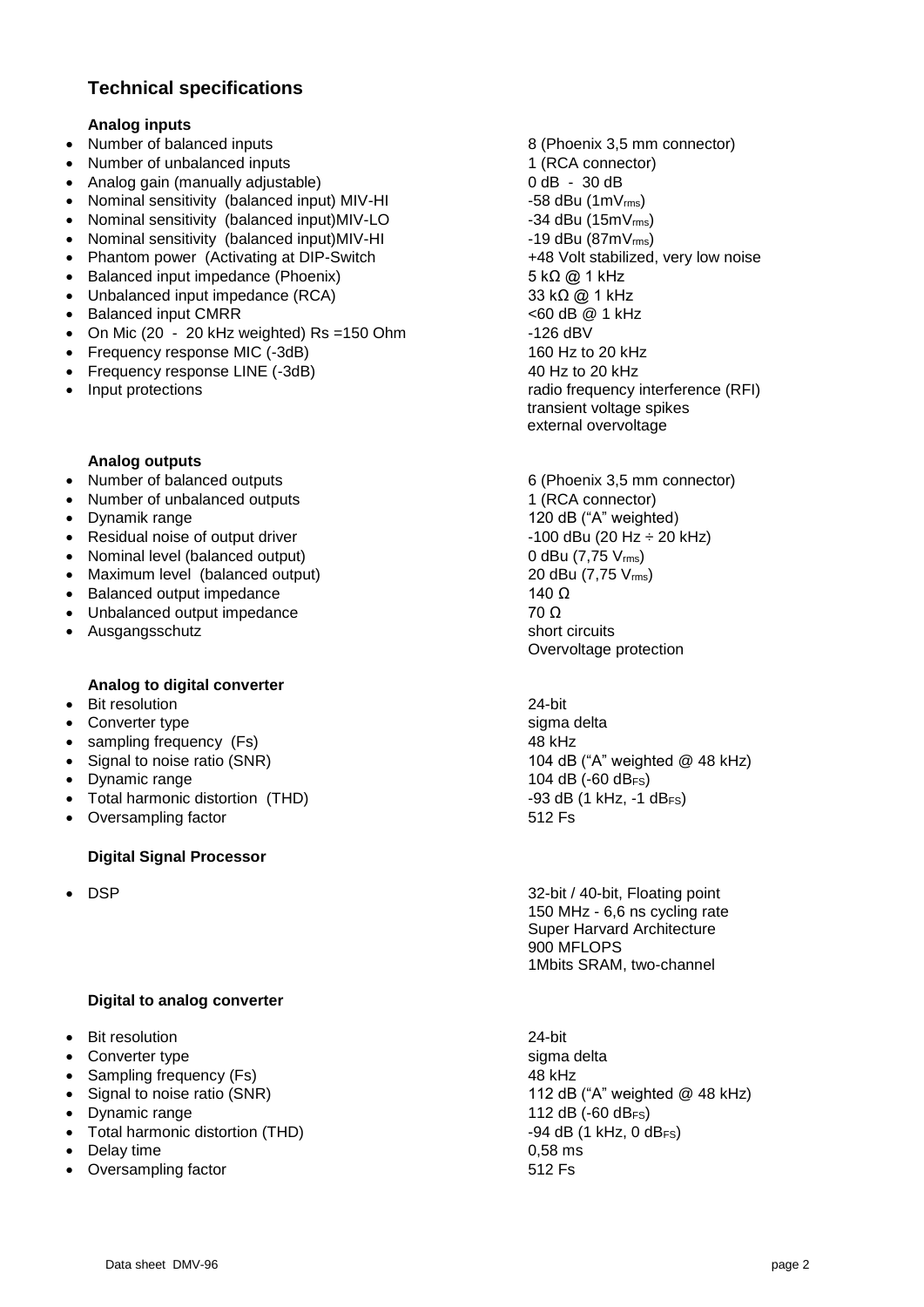## Technical specifications

### Analog inputs

- Number of balanced inputs — 8 (Phoenix 3,5 mm connector)
- Number of unbalanced inputs — 1 (RCA connector)
- Analog gain (manually adjustable) — 0 dB - 30 dB
- Nominal sensitivity (balanced input) MIV-HI — -58 dBu (1mV$_{rms}$)
- Nominal sensitivity (balanced input)MIV-LO — -34 dBu (15mV$_{rms}$)
- Nominal sensitivity (balanced input)MIV-HI — -19 dBu (87mV$_{rms}$)
- Phantom power (Activating at DIP-Switch — +48 Volt stabilized, very low noise
- Balanced input impedance (Phoenix) — 5 kΩ @ 1 kHz
- Unbalanced input impedance (RCA) — 33 kΩ @ 1 kHz
- Balanced input CMRR — <60 dB @ 1 kHz
- On Mic (20 - 20 kHz weighted) Rs =150 Ohm — -126 dBV
- Frequency response MIC (-3dB) — 160 Hz to 20 kHz
- Frequency response LINE (-3dB) — 40 Hz to 20 kHz
- Input protections — radio frequency interference (RFI), transient voltage spikes, external overvoltage

### Analog outputs

- Number of balanced outputs — 6 (Phoenix 3,5 mm connector)
- Number of unbalanced outputs — 1 (RCA connector)
- Dynamik range — 120 dB (“A” weighted)
- Residual noise of output driver — -100 dBu (20 Hz ÷ 20 kHz)
- Nominal level (balanced output) — 0 dBu (7,75 V$_{rms}$)
- Maximum level (balanced output) — 20 dBu (7,75 V$_{rms}$)
- Balanced output impedance — 140 Ω
- Unbalanced output impedance — 70 Ω
- Ausgangsschutz — short circuits, Overvoltage protection

### Analog to digital converter

- Bit resolution — 24-bit
- Converter type — sigma delta
- sampling frequency (Fs) — 48 kHz
- Signal to noise ratio (SNR) — 104 dB (“A” weighted @ 48 kHz)
- Dynamic range — 104 dB (-60 dB$_{FS}$)
- Total harmonic distortion (THD) — -93 dB (1 kHz, -1 dB$_{FS}$)
- Oversampling factor — 512 Fs

### Digital Signal Processor

- DSP — 32-bit / 40-bit, Floating point, 150 MHz - 6,6 ns cycling rate, Super Harvard Architecture, 900 MFLOPS, 1Mbits SRAM, two-channel

### Digital to analog converter

- Bit resolution — 24-bit
- Converter type — sigma delta
- Sampling frequency (Fs) — 48 kHz
- Signal to noise ratio (SNR) — 112 dB (“A” weighted @ 48 kHz)
- Dynamic range — 112 dB (-60 dB$_{FS}$)
- Total harmonic distortion (THD) — -94 dB (1 kHz, 0 dB$_{FS}$)
- Delay time — 0,58 ms
- Oversampling factor — 512 Fs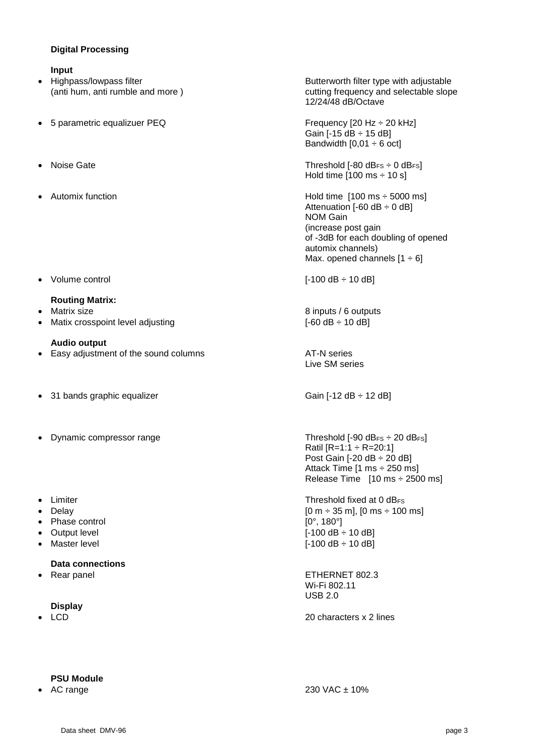## Digital Processing

### Input

| | |
|---|---|
| • Highpass/lowpass filter (anti hum, anti rumble and more ) | Butterworth filter type with adjustable cutting frequency and selectable slope 12/24/48 dB/Octave |
| • 5 parametric equalizuer PEQ | Frequency [20 Hz ÷ 20 kHz]<br>Gain [-15 dB ÷ 15 dB]<br>Bandwidth [0,01 ÷ 6 oct] |
| • Noise Gate | Threshold [-80 $dB_{FS}$ ÷ 0 $dB_{FS}$]<br>Hold time [100 ms ÷ 10 s] |
| • Automix function | Hold time [100 ms ÷ 5000 ms]<br>Attenuation [-60 dB ÷ 0 dB]<br>NOM Gain<br>(increase post gain of -3dB for each doubling of opened automix channels)<br>Max. opened channels [1 ÷ 6] |
| • Volume control | [-100 dB ÷ 10 dB] |

### Routing Matrix:

| | |
|---|---|
| • Matrix size | 8 inputs / 6 outputs |
| • Matix crosspoint level adjusting | [-60 dB ÷ 10 dB] |

### Audio output

| | |
|---|---|
| • Easy adjustment of the sound columns | AT-N series<br>Live SM series |
| • 31 bands graphic equalizer | Gain [-12 dB ÷ 12 dB] |
| • Dynamic compressor range | Threshold [-90 $dB_{FS}$ ÷ 20 $dB_{FS}$]<br>Ratil [R=1:1 ÷ R=20:1]<br>Post Gain [-20 dB ÷ 20 dB]<br>Attack Time [1 ms ÷ 250 ms]<br>Release Time [10 ms ÷ 2500 ms] |
| • Limiter | Threshold fixed at 0 $dB_{FS}$ |
| • Delay | [0 m ÷ 35 m], [0 ms ÷ 100 ms] |
| • Phase control | [0°, 180°] |
| • Output level | [-100 dB ÷ 10 dB] |
| • Master level | [-100 dB ÷ 10 dB] |

### Data connections

| | |
|---|---|
| • Rear panel | ETHERNET 802.3<br>Wi-Fi 802.11<br>USB 2.0 |

### Display

| | |
|---|---|
| • LCD | 20 characters x 2 lines |

### PSU Module

| | |
|---|---|
| • AC range | 230 VAC ± 10% |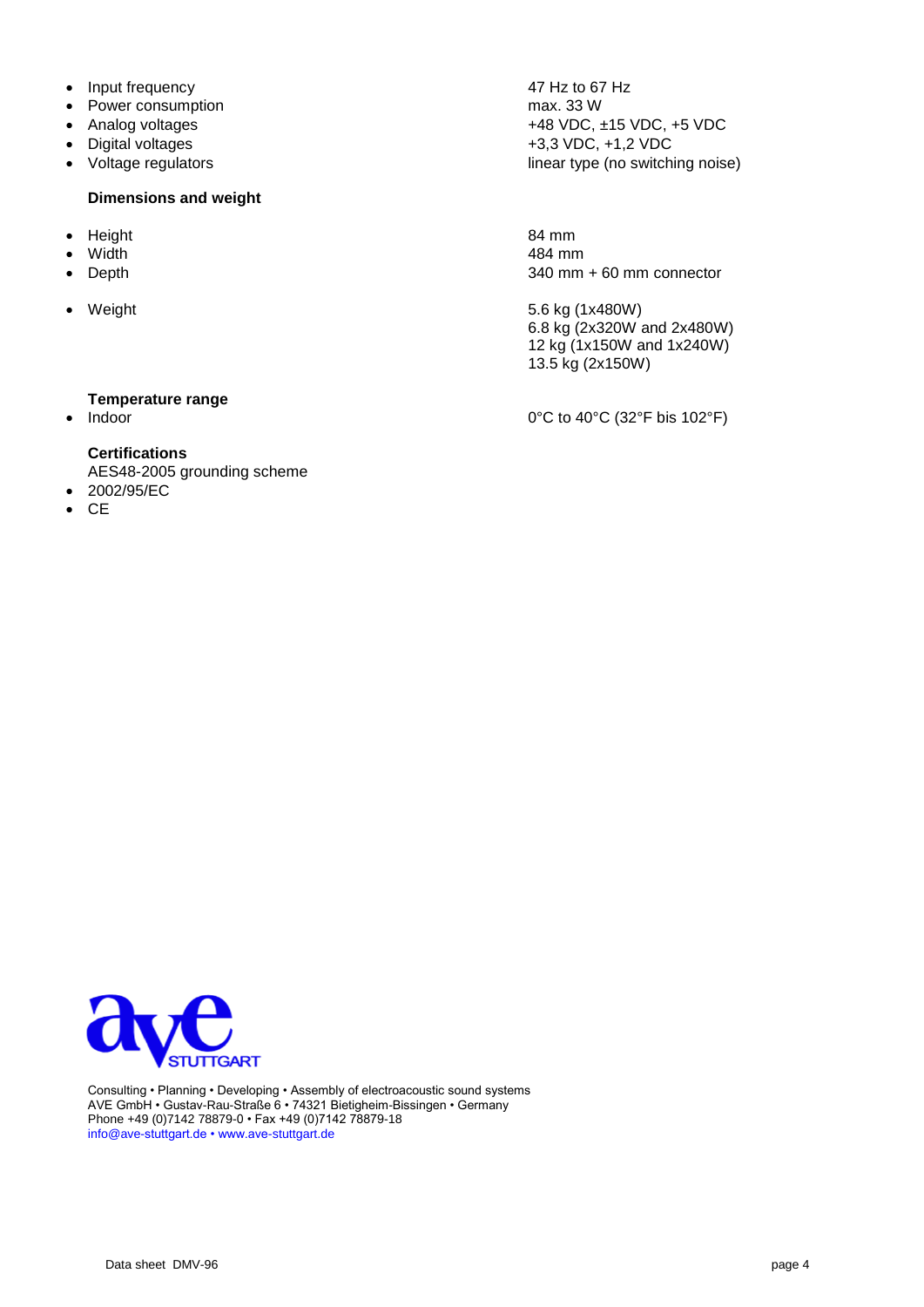- Input frequency: 47 Hz to 67 Hz
- Power consumption: max. 33 W
- Analog voltages: +48 VDC, ±15 VDC, +5 VDC
- Digital voltages: +3,3 VDC, +1,2 VDC
- Voltage regulators: linear type (no switching noise)

**Dimensions and weight**

- Height: 84 mm
- Width: 484 mm
- Depth: 340 mm + 60 mm connector
- Weight: 5.6 kg (1x480W)
  6.8 kg (2x320W and 2x480W)
  12 kg (1x150W and 1x240W)
  13.5 kg (2x150W)

**Temperature range**

- Indoor: 0°C to 40°C (32°F bis 102°F)

**Certifications**

AES48-2005 grounding scheme

- 2002/95/EC
- CE

ave STUTTGART

Consulting • Planning • Developing • Assembly of electroacoustic sound systems
AVE GmbH • Gustav-Rau-Straße 6 • 74321 Bietigheim-Bissingen • Germany
Phone +49 (0)7142 78879-0 • Fax +49 (0)7142 78879-18
info@ave-stuttgart.de • www.ave-stuttgart.de